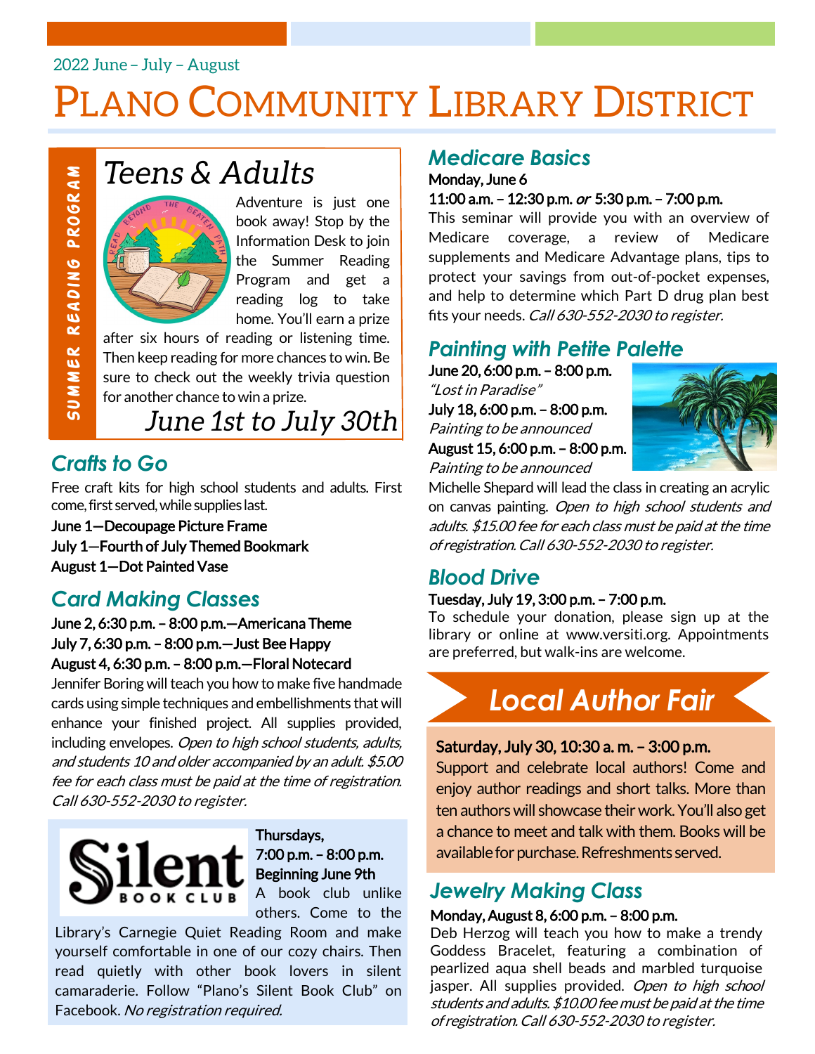2022 June – July – August

# Plano Community Library District

SUMMER READING PROGRAM

## Teens & Adults

Adventure is just one book away! Stop by the Information Desk to join the Summer Reading Program and get a reading log to take home. You'll earn a prize after six hours of reading or listening time. Then keep reading for more chances to win. Be sure to check out the weekly trivia question for another chance to win a prize.

*June 1st to July 30th*

## Crafts to Go

Free craft kits for high school students and adults. First come, first served, while supplies last.

**June 1—Decoupage Picture Frame**
**July 1—Fourth of July Themed Bookmark**
**August 1—Dot Painted Vase**

## Card Making Classes

**June 2, 6:30 p.m. – 8:00 p.m.—Americana Theme**
**July 7, 6:30 p.m. – 8:00 p.m.—Just Bee Happy**
**August 4, 6:30 p.m. – 8:00 p.m.—Floral Notecard**

Jennifer Boring will teach you how to make five handmade cards using simple techniques and embellishments that will enhance your finished project. All supplies provided, including envelopes. *Open to high school students, adults, and students 10 and older accompanied by an adult. $5.00 fee for each class must be paid at the time of registration. Call 630-552-2030 to register.*

## Silent Book Club

**Thursdays, 7:00 p.m. – 8:00 p.m. Beginning June 9th**

A book club unlike others. Come to the Library's Carnegie Quiet Reading Room and make yourself comfortable in one of our cozy chairs. Then read quietly with other book lovers in silent camaraderie. Follow "Plano's Silent Book Club" on Facebook. *No registration required.*

## Medicare Basics

**Monday, June 6**
**11:00 a.m. – 12:30 p.m. *or* 5:30 p.m. – 7:00 p.m.**

This seminar will provide you with an overview of Medicare coverage, a review of Medicare supplements and Medicare Advantage plans, tips to protect your savings from out-of-pocket expenses, and help to determine which Part D drug plan best fits your needs. *Call 630-552-2030 to register.*

## Painting with Petite Palette

**June 20, 6:00 p.m. – 8:00 p.m.**
*"Lost in Paradise"*
**July 18, 6:00 p.m. – 8:00 p.m.**
*Painting to be announced*
**August 15, 6:00 p.m. – 8:00 p.m.**
*Painting to be announced*

Michelle Shepard will lead the class in creating an acrylic on canvas painting. *Open to high school students and adults. $15.00 fee for each class must be paid at the time of registration. Call 630-552-2030 to register.*

## Blood Drive

**Tuesday, July 19, 3:00 p.m. – 7:00 p.m.**

To schedule your donation, please sign up at the library or online at www.versiti.org. Appointments are preferred, but walk-ins are welcome.

## Local Author Fair

**Saturday, July 30, 10:30 a. m. – 3:00 p.m.**

Support and celebrate local authors! Come and enjoy author readings and short talks. More than ten authors will showcase their work. You'll also get a chance to meet and talk with them. Books will be available for purchase. Refreshments served.

## Jewelry Making Class

**Monday, August 8, 6:00 p.m. – 8:00 p.m.**

Deb Herzog will teach you how to make a trendy Goddess Bracelet, featuring a combination of pearlized aqua shell beads and marbled turquoise jasper. All supplies provided. *Open to high school students and adults. $10.00 fee must be paid at the time of registration. Call 630-552-2030 to register.*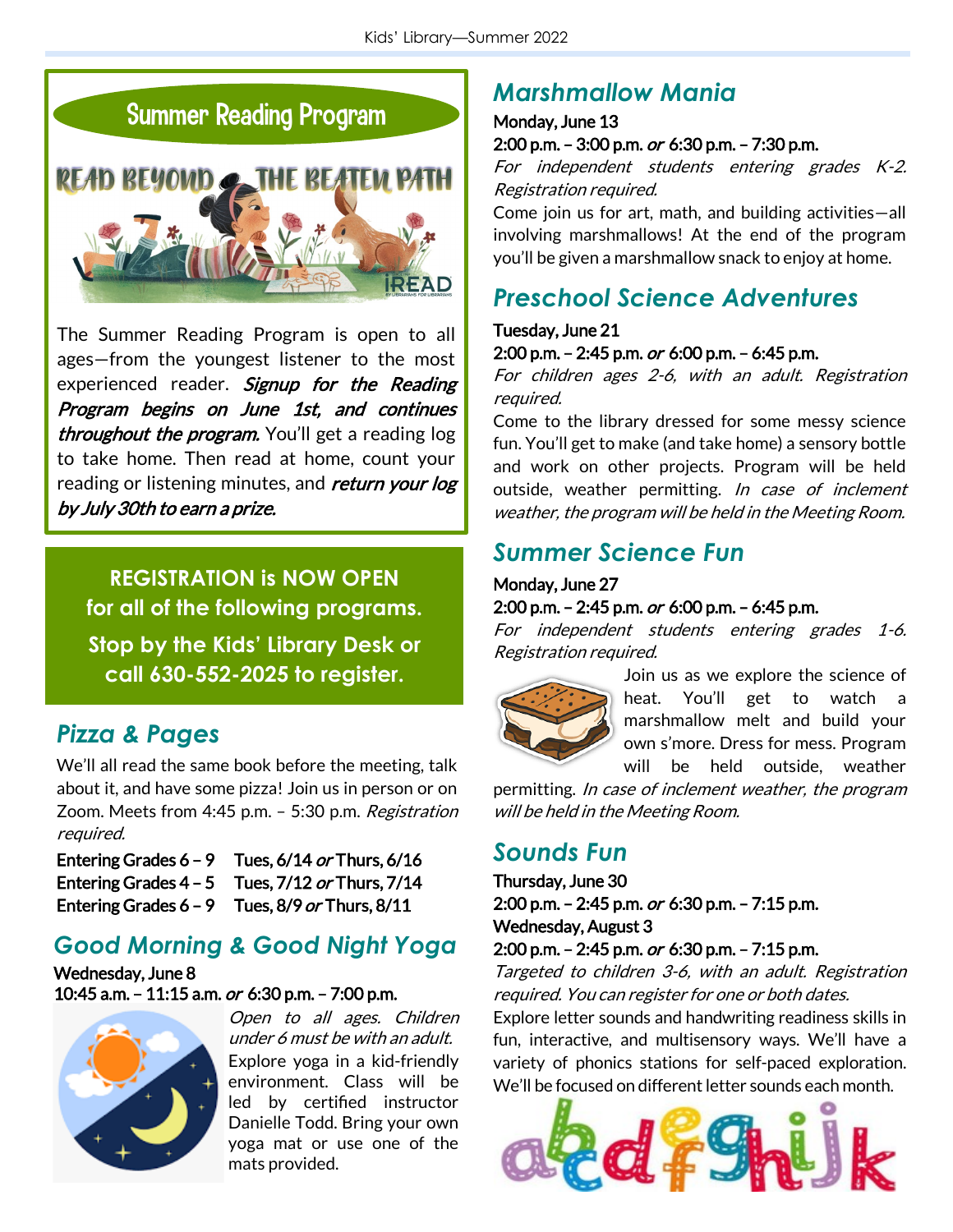## Summer Reading Program

READ BEYOND THE BEATEN PATH

The Summer Reading Program is open to all ages—from the youngest listener to the most experienced reader. ***Signup for the Reading Program begins on June 1st, and continues throughout the program.*** You'll get a reading log to take home. Then read at home, count your reading or listening minutes, and ***return your log by July 30th to earn a prize.***

**REGISTRATION is NOW OPEN for all of the following programs.**

**Stop by the Kids' Library Desk or call 630-552-2025 to register.**

## *Pizza & Pages*

We'll all read the same book before the meeting, talk about it, and have some pizza! Join us in person or on Zoom. Meets from 4:45 p.m. – 5:30 p.m. *Registration required.*

| | |
|---|---|
| **Entering Grades 6 – 9** | **Tues, 6/14 *or* Thurs, 6/16** |
| **Entering Grades 4 – 5** | **Tues, 7/12 *or* Thurs, 7/14** |
| **Entering Grades 6 – 9** | **Tues, 8/9 *or* Thurs, 8/11** |

## *Good Morning & Good Night Yoga*

**Wednesday, June 8**
**10:45 a.m. – 11:15 a.m. *or* 6:30 p.m. – 7:00 p.m.**

*Open to all ages. Children under 6 must be with an adult.*

Explore yoga in a kid-friendly environment. Class will be led by certified instructor Danielle Todd. Bring your own yoga mat or use one of the mats provided.

## *Marshmallow Mania*

**Monday, June 13**
**2:00 p.m. – 3:00 p.m. *or* 6:30 p.m. – 7:30 p.m.**

*For independent students entering grades K-2. Registration required.*

Come join us for art, math, and building activities—all involving marshmallows! At the end of the program you'll be given a marshmallow snack to enjoy at home.

## *Preschool Science Adventures*

**Tuesday, June 21**
**2:00 p.m. – 2:45 p.m. *or* 6:00 p.m. – 6:45 p.m.**

*For children ages 2-6, with an adult. Registration required.*

Come to the library dressed for some messy science fun. You'll get to make (and take home) a sensory bottle and work on other projects. Program will be held outside, weather permitting. *In case of inclement weather, the program will be held in the Meeting Room.*

## *Summer Science Fun*

**Monday, June 27**
**2:00 p.m. – 2:45 p.m. *or* 6:00 p.m. – 6:45 p.m.**

*For independent students entering grades 1-6. Registration required.*

Join us as we explore the science of heat. You'll get to watch a marshmallow melt and build your own s'more. Dress for mess. Program will be held outside, weather permitting. *In case of inclement weather, the program will be held in the Meeting Room.*

## *Sounds Fun*

**Thursday, June 30**
**2:00 p.m. – 2:45 p.m. *or* 6:30 p.m. – 7:15 p.m.**
**Wednesday, August 3**
**2:00 p.m. – 2:45 p.m. *or* 6:30 p.m. – 7:15 p.m.**

*Targeted to children 3-6, with an adult. Registration required. You can register for one or both dates.*

Explore letter sounds and handwriting readiness skills in fun, interactive, and multisensory ways. We'll have a variety of phonics stations for self-paced exploration. We'll be focused on different letter sounds each month.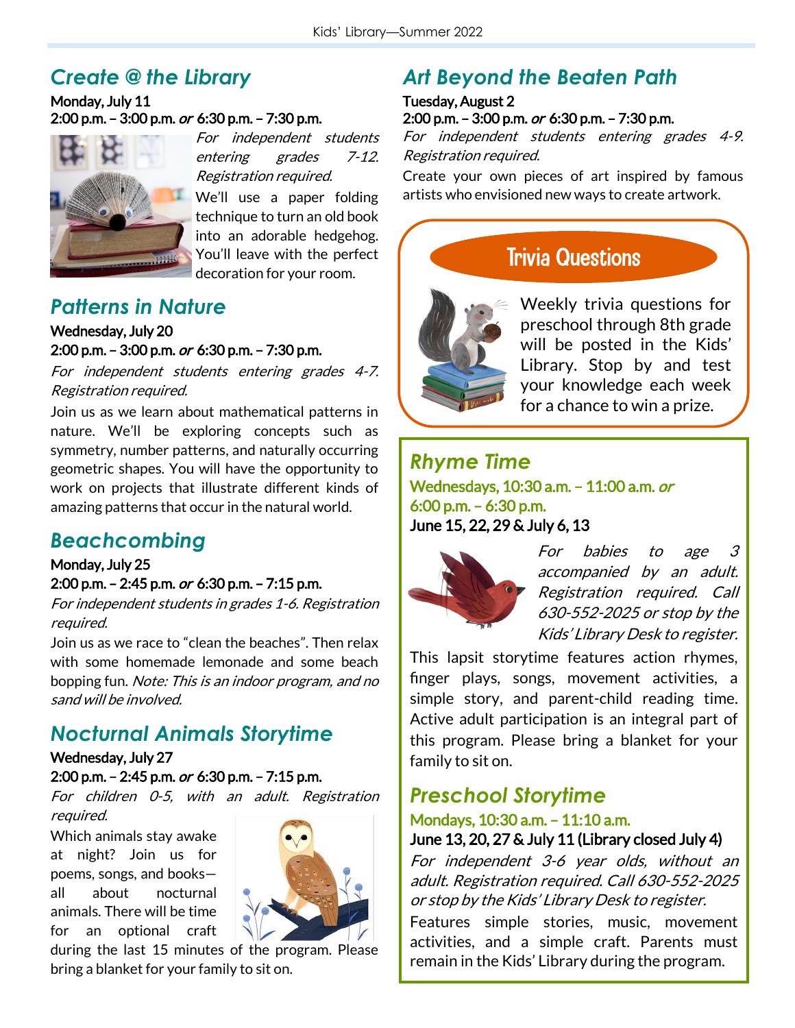## Create @ the Library

**Monday, July 11**
**2:00 p.m. – 3:00 p.m. *or* 6:30 p.m. – 7:30 p.m.**

*For independent students entering grades 7-12. Registration required.*

We'll use a paper folding technique to turn an old book into an adorable hedgehog. You'll leave with the perfect decoration for your room.

## Patterns in Nature

**Wednesday, July 20**
**2:00 p.m. – 3:00 p.m. *or* 6:30 p.m. – 7:30 p.m.**

*For independent students entering grades 4-7. Registration required.*

Join us as we learn about mathematical patterns in nature. We'll be exploring concepts such as symmetry, number patterns, and naturally occurring geometric shapes. You will have the opportunity to work on projects that illustrate different kinds of amazing patterns that occur in the natural world.

## Beachcombing

**Monday, July 25**
**2:00 p.m. – 2:45 p.m. *or* 6:30 p.m. – 7:15 p.m.**

*For independent students in grades 1-6. Registration required.*

Join us as we race to "clean the beaches". Then relax with some homemade lemonade and some beach bopping fun. *Note: This is an indoor program, and no sand will be involved.*

## Nocturnal Animals Storytime

**Wednesday, July 27**
**2:00 p.m. – 2:45 p.m. *or* 6:30 p.m. – 7:15 p.m.**

*For children 0-5, with an adult. Registration required.*

Which animals stay awake at night? Join us for poems, songs, and books—all about nocturnal animals. There will be time for an optional craft during the last 15 minutes of the program. Please bring a blanket for your family to sit on.

## Art Beyond the Beaten Path

**Tuesday, August 2**
**2:00 p.m. – 3:00 p.m. *or* 6:30 p.m. – 7:30 p.m.**

*For independent students entering grades 4-9. Registration required.*

Create your own pieces of art inspired by famous artists who envisioned new ways to create artwork.

## Trivia Questions

Weekly trivia questions for preschool through 8th grade will be posted in the Kids' Library. Stop by and test your knowledge each week for a chance to win a prize.

## Rhyme Time

**Wednesdays, 10:30 a.m. – 11:00 a.m. *or* 6:00 p.m. – 6:30 p.m.**
**June 15, 22, 29 & July 6, 13**

*For babies to age 3 accompanied by an adult. Registration required. Call 630-552-2025 or stop by the Kids' Library Desk to register.*

This lapsit storytime features action rhymes, finger plays, songs, movement activities, a simple story, and parent-child reading time. Active adult participation is an integral part of this program. Please bring a blanket for your family to sit on.

## Preschool Storytime

**Mondays, 10:30 a.m. – 11:10 a.m.**
**June 13, 20, 27 & July 11 (Library closed July 4)**

*For independent 3-6 year olds, without an adult. Registration required. Call 630-552-2025 or stop by the Kids' Library Desk to register.*

Features simple stories, music, movement activities, and a simple craft. Parents must remain in the Kids' Library during the program.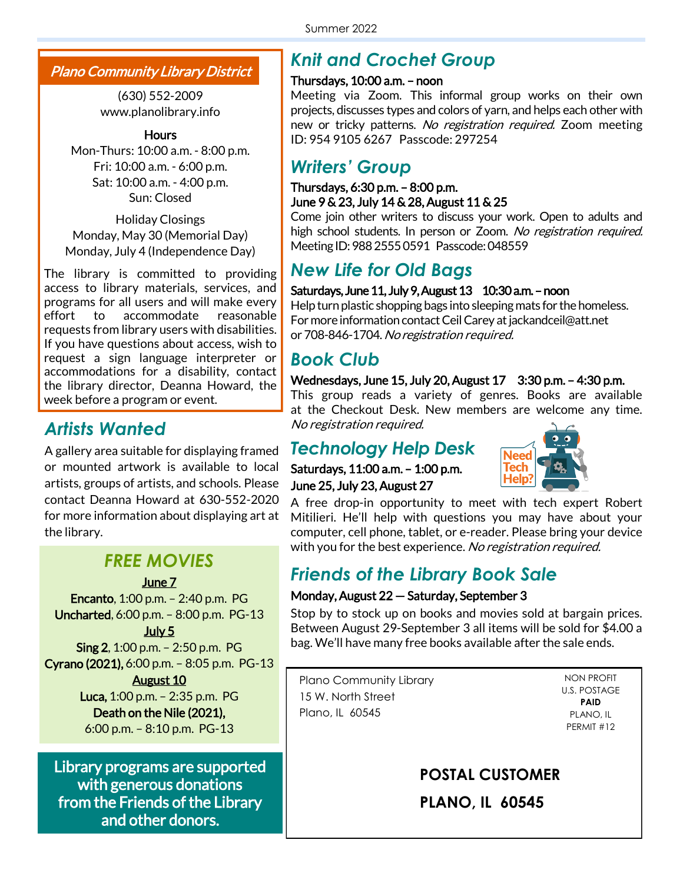## Plano Community Library District

(630) 552-2009
www.planolibrary.info

**Hours**
Mon-Thurs: 10:00 a.m. - 8:00 p.m.
Fri: 10:00 a.m. - 6:00 p.m.
Sat: 10:00 a.m. - 4:00 p.m.
Sun: Closed

Holiday Closings
Monday, May 30 (Memorial Day)
Monday, July 4 (Independence Day)

The library is committed to providing access to library materials, services, and programs for all users and will make every effort to accommodate reasonable requests from library users with disabilities. If you have questions about access, wish to request a sign language interpreter or accommodations for a disability, contact the library director, Deanna Howard, the week before a program or event.

## Artists Wanted

A gallery area suitable for displaying framed or mounted artwork is available to local artists, groups of artists, and schools. Please contact Deanna Howard at 630-552-2020 for more information about displaying art at the library.

## FREE MOVIES

**June 7**
**Encanto**, 1:00 p.m. – 2:40 p.m. PG
**Uncharted**, 6:00 p.m. – 8:00 p.m. PG-13

**July 5**
**Sing 2**, 1:00 p.m. – 2:50 p.m. PG
**Cyrano (2021),** 6:00 p.m. – 8:05 p.m. PG-13

**August 10**
**Luca,** 1:00 p.m. – 2:35 p.m. PG
**Death on the Nile (2021),**
6:00 p.m. – 8:10 p.m. PG-13

**Library programs are supported with generous donations from the Friends of the Library and other donors.**

## Knit and Crochet Group

**Thursdays, 10:00 a.m. – noon**

Meeting via Zoom. This informal group works on their own projects, discusses types and colors of yarn, and helps each other with new or tricky patterns. *No registration required.* Zoom meeting ID: 954 9105 6267 Passcode: 297254

## Writers' Group

**Thursdays, 6:30 p.m. – 8:00 p.m.**
**June 9 & 23, July 14 & 28, August 11 & 25**

Come join other writers to discuss your work. Open to adults and high school students. In person or Zoom. *No registration required.* Meeting ID: 988 2555 0591 Passcode: 048559

## New Life for Old Bags

**Saturdays, June 11, July 9, August 13 10:30 a.m. – noon**

Help turn plastic shopping bags into sleeping mats for the homeless. For more information contact Ceil Carey at jackandceil@att.net or 708-846-1704. *No registration required.*

## Book Club

**Wednesdays, June 15, July 20, August 17 3:30 p.m. – 4:30 p.m.**

This group reads a variety of genres. Books are available at the Checkout Desk. New members are welcome any time. *No registration required.*

## Technology Help Desk

Need Tech Help?

**Saturdays, 11:00 a.m. – 1:00 p.m.**
**June 25, July 23, August 27**

A free drop-in opportunity to meet with tech expert Robert Mitilieri. He'll help with questions you may have about your computer, cell phone, tablet, or e-reader. Please bring your device with you for the best experience. *No registration required.*

## Friends of the Library Book Sale

**Monday, August 22 — Saturday, September 3**

Stop by to stock up on books and movies sold at bargain prices. Between August 29-September 3 all items will be sold for $4.00 a bag. We'll have many free books available after the sale ends.

Plano Community Library
15 W. North Street
Plano, IL 60545

NON PROFIT
U.S. POSTAGE
**PAID**
PLANO, IL
PERMIT #12

**POSTAL CUSTOMER**

**PLANO, IL 60545**